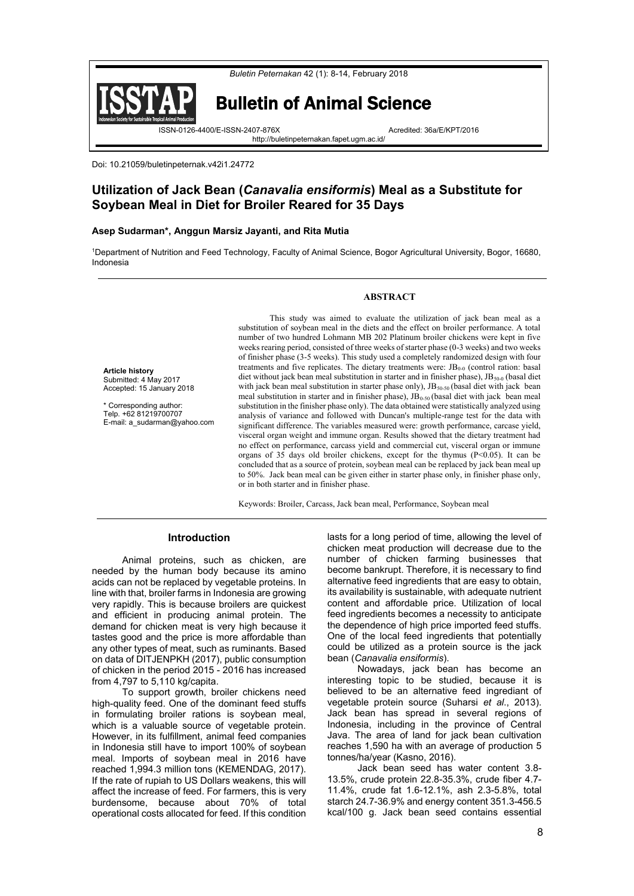# Bulletin of Animal Science

ISSN-0126-4400/E-ISSN-2407-876X Acredited: 36a/E/KPT/2016

http://buletinpeternakan.fapet.ugm.ac.id/

Doi: 10.21059/buletinpeternak.v42i1.24772

## Utilization of Jack Bean (*Canavalia ensiformis*) Meal as a Substitute for Soybean Meal in Diet for Broiler Reared for 35 Days

**Asep Sudarman\*, Anggun Marsiz Jayanti, and Rita Mutia**

[1]Department of Nutrition and Feed Technology, Faculty of Animal Science, Bogor Agricultural University, Bogor, 16680, Indonesia

**Article history**
Submitted: 4 May 2017
Accepted: 15 January 2018

\* Corresponding author:
Telp. +62 81219700707
E-mail: a_sudarman@yahoo.com

### ABSTRACT

This study was aimed to evaluate the utilization of jack bean meal as a substitution of soybean meal in the diets and the effect on broiler performance. A total number of two hundred Lohmann MB 202 Platinum broiler chickens were kept in five weeks rearing period, consisted of three weeks of starter phase (0-3 weeks) and two weeks of finisher phase (3-5 weeks). This study used a completely randomized design with four treatments and five replicates. The dietary treatments were: $JB_{0-0}$ (control ration: basal diet without jack bean meal substitution in starter and in finisher phase), $JB_{50-0}$ (basal diet with jack bean meal substitution in starter phase only), $JB_{50-50}$ (basal diet with jack bean meal substitution in starter and in finisher phase), $JB_{0-50}$ (basal diet with jack bean meal substitution in the finisher phase only). The data obtained were statistically analyzed using analysis of variance and followed with Duncan's multiple-range test for the data with significant difference. The variables measured were: growth performance, carcase yield, visceral organ weight and immune organ. Results showed that the dietary treatment had no effect on performance, carcass yield and commercial cut, visceral organ or immune organs of 35 days old broiler chickens, except for the thymus ($P<0.05$). It can be concluded that as a source of protein, soybean meal can be replaced by jack bean meal up to 50%. Jack bean meal can be given either in starter phase only, in finisher phase only, or in both starter and in finisher phase.

Keywords: Broiler, Carcass, Jack bean meal, Performance, Soybean meal

### Introduction

Animal proteins, such as chicken, are needed by the human body because its amino acids can not be replaced by vegetable proteins. In line with that, broiler farms in Indonesia are growing very rapidly. This is because broilers are quickest and efficient in producing animal protein. The demand for chicken meat is very high because it tastes good and the price is more affordable than any other types of meat, such as ruminants. Based on data of DITJENPKH (2017), public consumption of chicken in the period 2015 - 2016 has increased from 4,797 to 5,110 kg/capita.

To support growth, broiler chickens need high-quality feed. One of the dominant feed stuffs in formulating broiler rations is soybean meal, which is a valuable source of vegetable protein. However, in its fulfillment, animal feed companies in Indonesia still have to import 100% of soybean meal. Imports of soybean meal in 2016 have reached 1,994.3 million tons (KEMENDAG, 2017). If the rate of rupiah to US Dollars weakens, this will affect the increase of feed. For farmers, this is very burdensome, because about 70% of total operational costs allocated for feed. If this condition lasts for a long period of time, allowing the level of chicken meat production will decrease due to the number of chicken farming businesses that become bankrupt. Therefore, it is necessary to find alternative feed ingredients that are easy to obtain, its availability is sustainable, with adequate nutrient content and affordable price. Utilization of local feed ingredients becomes a necessity to anticipate the dependence of high price imported feed stuffs. One of the local feed ingredients that potentially could be utilized as a protein source is the jack bean (*Canavalia ensiformis*).

Nowadays, jack bean has become an interesting topic to be studied, because it is believed to be an alternative feed ingrediant of vegetable protein source (Suharsi *et al*., 2013). Jack bean has spread in several regions of Indonesia, including in the province of Central Java. The area of land for jack bean cultivation reaches 1,590 ha with an average of production 5 tonnes/ha/year (Kasno, 2016).

Jack bean seed has water content 3.8-13.5%, crude protein 22.8-35.3%, crude fiber 4.7-11.4%, crude fat 1.6-12.1%, ash 2.3-5.8%, total starch 24.7-36.9% and energy content 351.3-456.5 kcal/100 g. Jack bean seed contains essential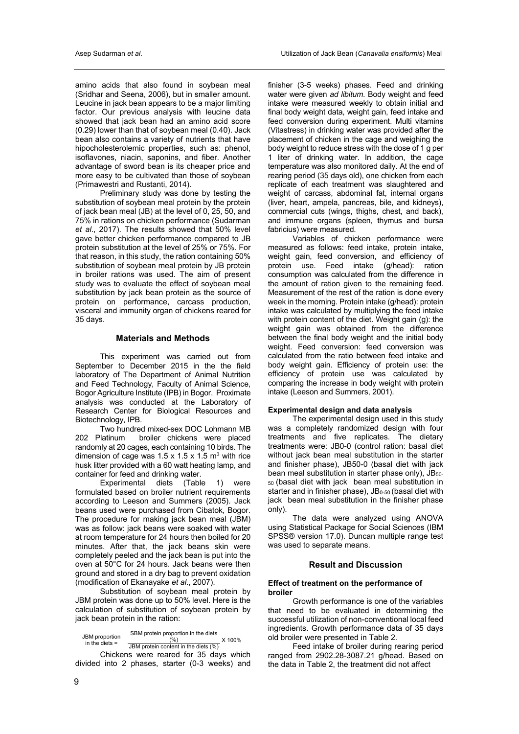amino acids that also found in soybean meal (Sridhar and Seena, 2006), but in smaller amount. Leucine in jack bean appears to be a major limiting factor. Our previous analysis with leucine data showed that jack bean had an amino acid score (0.29) lower than that of soybean meal (0.40). Jack bean also contains a variety of nutrients that have hipocholesterolemic properties, such as: phenol, isoflavones, niacin, saponins, and fiber. Another advantage of sword bean is its cheaper price and more easy to be cultivated than those of soybean (Primawestri and Rustanti, 2014).

Preliminary study was done by testing the substitution of soybean meal protein by the protein of jack bean meal (JB) at the level of 0, 25, 50, and 75% in rations on chicken performance (Sudarman *et al*., 2017). The results showed that 50% level gave better chicken performance compared to JB protein substitution at the level of 25% or 75%. For that reason, in this study, the ration containing 50% substitution of soybean meal protein by JB protein in broiler rations was used. The aim of present study was to evaluate the effect of soybean meal substitution by jack bean protein as the source of protein on performance, carcass production, visceral and immunity organ of chickens reared for 35 days.

## Materials and Methods

This experiment was carried out from September to December 2015 in the the field laboratory of The Department of Animal Nutrition and Feed Technology, Faculty of Animal Science, Bogor Agriculture Institute (IPB) in Bogor. Proximate analysis was conducted at the Laboratory of Research Center for Biological Resources and Biotechnology, IPB.

Two hundred mixed-sex DOC Lohmann MB 202 Platinum broiler chickens were placed randomly at 20 cages, each containing 10 birds. The dimension of cage was 1.5 x 1.5 x 1.5 $m^3$ with rice husk litter provided with a 60 watt heating lamp, and container for feed and drinking water.

Experimental diets (Table 1) were formulated based on broiler nutrient requirements according to Leeson and Summers (2005). Jack beans used were purchased from Cibatok, Bogor. The procedure for making jack bean meal (JBM) was as follow: jack beans were soaked with water at room temperature for 24 hours then boiled for 20 minutes. After that, the jack beans skin were completely peeled and the jack bean is put into the oven at 50°C for 24 hours. Jack beans were then ground and stored in a dry bag to prevent oxidation (modification of Ekanayake *et al*., 2007).

Substitution of soybean meal protein by JBM protein was done up to 50% level. Here is the calculation of substitution of soybean protein by jack bean protein in the ration:

$$\text{JBM proportion in the diets} = \frac{\text{SBM protein proportion in the diets (\%)}}{\text{JBM protein content in the diets (\%)}} \times 100\%$$

Chickens were reared for 35 days which divided into 2 phases, starter (0-3 weeks) and finisher (3-5 weeks) phases. Feed and drinking water were given *ad libitum*. Body weight and feed intake were measured weekly to obtain initial and final body weight data, weight gain, feed intake and feed conversion during experiment. Multi vitamins (Vitastress) in drinking water was provided after the placement of chicken in the cage and weighing the body weight to reduce stress with the dose of 1 g per 1 liter of drinking water. In addition, the cage temperature was also monitored daily. At the end of rearing period (35 days old), one chicken from each replicate of each treatment was slaughtered and weight of carcass, abdominal fat, internal organs (liver, heart, ampela, pancreas, bile, and kidneys), commercial cuts (wings, thighs, chest, and back), and immune organs (spleen, thymus and bursa fabricius) were measured.

Variables of chicken performance were measured as follows: feed intake, protein intake, weight gain, feed conversion, and efficiency of protein use. Feed intake (g/head): ration consumption was calculated from the difference in the amount of ration given to the remaining feed. Measurement of the rest of the ration is done every week in the morning. Protein intake (g/head): protein intake was calculated by multiplying the feed intake with protein content of the diet. Weight gain (g): the weight gain was obtained from the difference between the final body weight and the initial body weight. Feed conversion: feed conversion was calculated from the ratio between feed intake and body weight gain. Efficiency of protein use: the efficiency of protein use was calculated by comparing the increase in body weight with protein intake (Leeson and Summers, 2001).

### Experimental design and data analysis

The experimental design used in this study was a completely randomized design with four treatments and five replicates. The dietary treatments were: JB0-0 (control ration: basal diet without jack bean meal substitution in the starter and finisher phase), JB50-0 (basal diet with jack bean meal substitution in starter phase only), $JB_{50\text{-}50}$ (basal diet with jack bean meal substitution in starter and in finisher phase), $JB_{0\text{-}50}$ (basal diet with jack bean meal substitution in the finisher phase only).

The data were analyzed using ANOVA using Statistical Package for Social Sciences (IBM SPSS® version 17.0). Duncan multiple range test was used to separate means.

## Result and Discussion

### Effect of treatment on the performance of broiler

Growth performance is one of the variables that need to be evaluated in determining the successful utilization of non-conventional local feed ingredients. Growth performance data of 35 days old broiler were presented in Table 2.

Feed intake of broiler during rearing period ranged from 2902.28-3087.21 g/head. Based on the data in Table 2, the treatment did not affect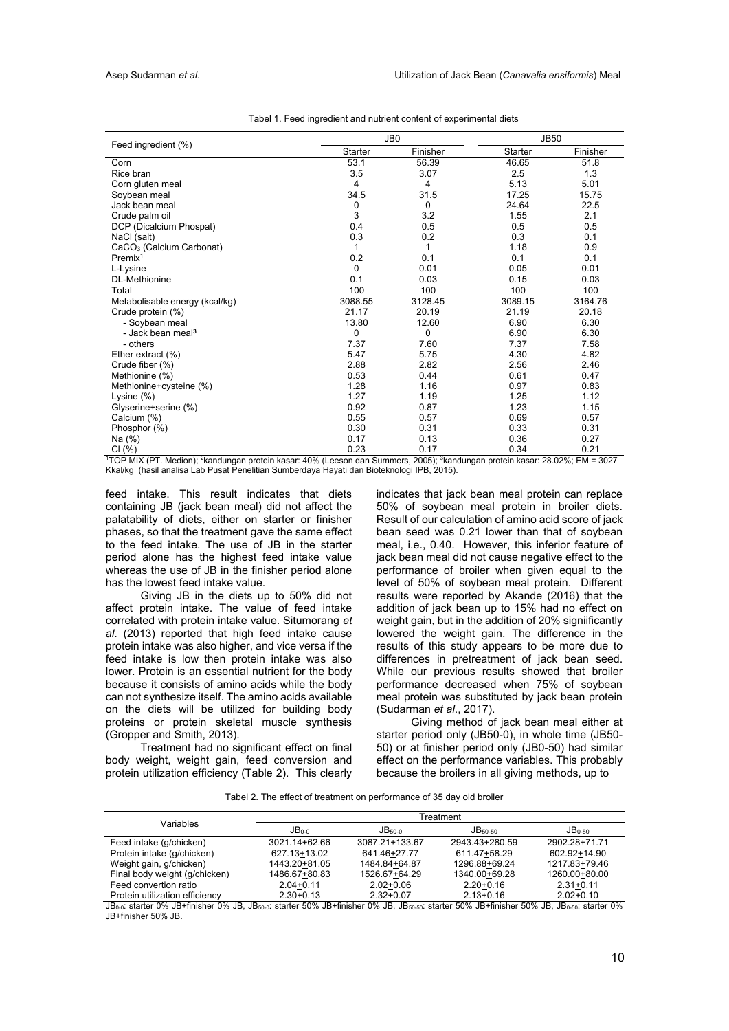Tabel 1. Feed ingredient and nutrient content of experimental diets

| Feed ingredient (%) | JB0 | | JB50 | |
|---|---|---|---|---|
| | Starter | Finisher | Starter | Finisher |
| Corn | 53.1 | 56.39 | 46.65 | 51.8 |
| Rice bran | 3.5 | 3.07 | 2.5 | 1.3 |
| Corn gluten meal | 4 | 4 | 5.13 | 5.01 |
| Soybean meal | 34.5 | 31.5 | 17.25 | 15.75 |
| Jack bean meal | 0 | 0 | 24.64 | 22.5 |
| Crude palm oil | 3 | 3.2 | 1.55 | 2.1 |
| DCP (Dicalcium Phospat) | 0.4 | 0.5 | 0.5 | 0.5 |
| NaCl (salt) | 0.3 | 0.2 | 0.3 | 0.1 |
| $CaCO_3$ (Calcium Carbonat) | 1 | 1 | 1.18 | 0.9 |
| Premix[1] | 0.2 | 0.1 | 0.1 | 0.1 |
| L-Lysine | 0 | 0.01 | 0.05 | 0.01 |
| DL-Methionine | 0.1 | 0.03 | 0.15 | 0.03 |
| Total | 100 | 100 | 100 | 100 |
| Metabolisable energy (kcal/kg) | 3088.55 | 3128.45 | 3089.15 | 3164.76 |
| Crude protein (%) | 21.17 | 20.19 | 21.19 | 20.18 |
| - Soybean meal | 13.80 | 12.60 | 6.90 | 6.30 |
| - Jack bean meal[3] | 0 | 0 | 6.90 | 6.30 |
| - others | 7.37 | 7.60 | 7.37 | 7.58 |
| Ether extract (%) | 5.47 | 5.75 | 4.30 | 4.82 |
| Crude fiber (%) | 2.88 | 2.82 | 2.56 | 2.46 |
| Methionine (%) | 0.53 | 0.44 | 0.61 | 0.47 |
| Methionine+cysteine (%) | 1.28 | 1.16 | 0.97 | 0.83 |
| Lysine (%) | 1.27 | 1.19 | 1.25 | 1.12 |
| Glyserine+serine (%) | 0.92 | 0.87 | 1.23 | 1.15 |
| Calcium (%) | 0.55 | 0.57 | 0.69 | 0.57 |
| Phosphor (%) | 0.30 | 0.31 | 0.33 | 0.31 |
| Na (%) | 0.17 | 0.13 | 0.36 | 0.27 |
| Cl (%) | 0.23 | 0.17 | 0.34 | 0.21 |

[1]TOP MIX (PT. Medion); [2]kandungan protein kasar: 40% (Leeson dan Summers, 2005); [3]kandungan protein kasar: 28.02%; EM = 3027 Kkal/kg (hasil analisa Lab Pusat Penelitian Sumberdaya Hayati dan Bioteknologi IPB, 2015).

feed intake. This result indicates that diets containing JB (jack bean meal) did not affect the palatability of diets, either on starter or finisher phases, so that the treatment gave the same effect to the feed intake. The use of JB in the starter period alone has the highest feed intake value whereas the use of JB in the finisher period alone has the lowest feed intake value.

Giving JB in the diets up to 50% did not affect protein intake. The value of feed intake correlated with protein intake value. Situmorang *et al*. (2013) reported that high feed intake cause protein intake was also higher, and vice versa if the feed intake is low then protein intake was also lower. Protein is an essential nutrient for the body because it consists of amino acids while the body can not synthesize itself. The amino acids available on the diets will be utilized for building body proteins or protein skeletal muscle synthesis (Gropper and Smith, 2013).

Treatment had no significant effect on final body weight, weight gain, feed conversion and protein utilization efficiency (Table 2). This clearly indicates that jack bean meal protein can replace 50% of soybean meal protein in broiler diets. Result of our calculation of amino acid score of jack bean seed was 0.21 lower than that of soybean meal, i.e., 0.40. However, this inferior feature of jack bean meal did not cause negative effect to the performance of broiler when given equal to the level of 50% of soybean meal protein. Different results were reported by Akande (2016) that the addition of jack bean up to 15% had no effect on weight gain, but in the addition of 20% signiificantly lowered the weight gain. The difference in the results of this study appears to be more due to differences in pretreatment of jack bean seed. While our previous results showed that broiler performance decreased when 75% of soybean meal protein was substituted by jack bean protein (Sudarman *et al*., 2017).

Giving method of jack bean meal either at starter period only (JB50-0), in whole time (JB50-50) or at finisher period only (JB0-50) had similar effect on the performance variables. This probably because the broilers in all giving methods, up to

Tabel 2. The effect of treatment on performance of 35 day old broiler

| Variables | Treatment | | | |
|---|---|---|---|---|
| | $JB_{0-0}$ | $JB_{50-0}$ | $JB_{50-50}$ | $JB_{0-50}$ |
| Feed intake (g/chicken) | 3021.14±62.66 | 3087.21±133.67 | 2943.43±280.59 | 2902.28±71.71 |
| Protein intake (g/chicken) | 627.13±13.02 | 641.46±27.77 | 611.47±58.29 | 602.92±14.90 |
| Weight gain, g/chicken) | 1443.20±81.05 | 1484.84±64.87 | 1296.88±69.24 | 1217.83±79.46 |
| Final body weight (g/chicken) | 1486.67±80.83 | 1526.67±64.29 | 1340.00±69.28 | 1260.00±80.00 |
| Feed convertion ratio | 2.04±0.11 | 2.02±0.06 | 2.20±0.16 | 2.31±0.11 |
| Protein utilization efficiency | 2.30±0.13 | 2.32±0.07 | 2.13±0.16 | 2.02±0.10 |

$JB_{0-0}$: starter 0% JB+finisher 0% JB, $JB_{50-0}$: starter 50% JB+finisher 0% JB, $JB_{50-50}$: starter 50% JB+finisher 50% JB, $JB_{0-50}$: starter 0% JB+finisher 50% JB.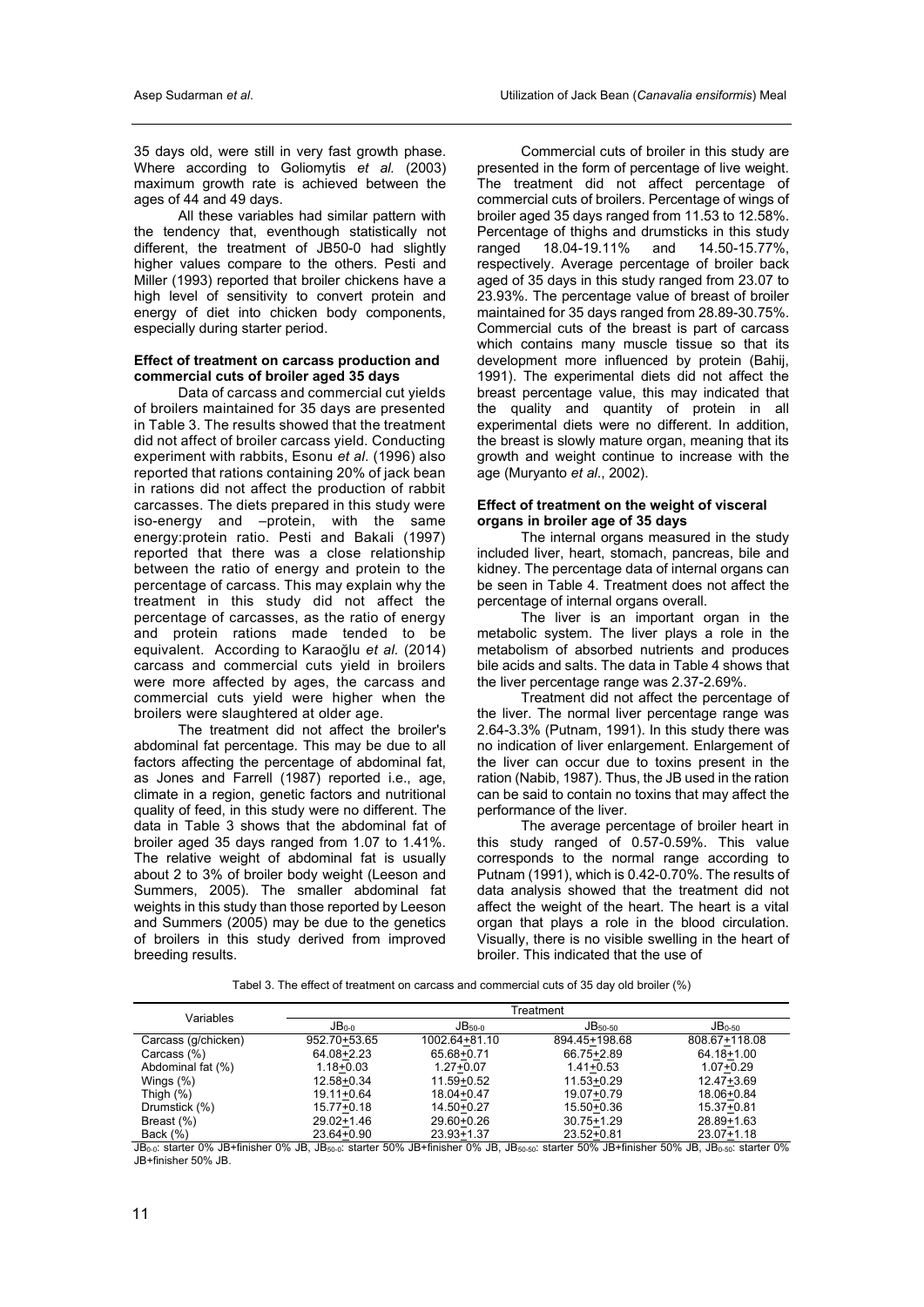35 days old, were still in very fast growth phase. Where according to Goliomytis *et al.* (2003) maximum growth rate is achieved between the ages of 44 and 49 days.

All these variables had similar pattern with the tendency that, eventhough statistically not different, the treatment of JB50-0 had slightly higher values compare to the others. Pesti and Miller (1993) reported that broiler chickens have a high level of sensitivity to convert protein and energy of diet into chicken body components, especially during starter period.

**Effect of treatment on carcass production and commercial cuts of broiler aged 35 days**

Data of carcass and commercial cut yields of broilers maintained for 35 days are presented in Table 3. The results showed that the treatment did not affect of broiler carcass yield. Conducting experiment with rabbits, Esonu *et al.* (1996) also reported that rations containing 20% of jack bean in rations did not affect the production of rabbit carcasses. The diets prepared in this study were iso-energy and –protein, with the same energy:protein ratio. Pesti and Bakali (1997) reported that there was a close relationship between the ratio of energy and protein to the percentage of carcass. This may explain why the treatment in this study did not affect the percentage of carcasses, as the ratio of energy and protein rations made tended to be equivalent. According to Karaoğlu *et al.* (2014) carcass and commercial cuts yield in broilers were more affected by ages, the carcass and commercial cuts yield were higher when the broilers were slaughtered at older age.

The treatment did not affect the broiler's abdominal fat percentage. This may be due to all factors affecting the percentage of abdominal fat, as Jones and Farrell (1987) reported i.e., age, climate in a region, genetic factors and nutritional quality of feed, in this study were no different. The data in Table 3 shows that the abdominal fat of broiler aged 35 days ranged from 1.07 to 1.41%. The relative weight of abdominal fat is usually about 2 to 3% of broiler body weight (Leeson and Summers, 2005). The smaller abdominal fat weights in this study than those reported by Leeson and Summers (2005) may be due to the genetics of broilers in this study derived from improved breeding results.

Commercial cuts of broiler in this study are presented in the form of percentage of live weight. The treatment did not affect percentage of commercial cuts of broilers. Percentage of wings of broiler aged 35 days ranged from 11.53 to 12.58%. Percentage of thighs and drumsticks in this study ranged 18.04-19.11% and 14.50-15.77%, respectively. Average percentage of broiler back aged of 35 days in this study ranged from 23.07 to 23.93%. The percentage value of breast of broiler maintained for 35 days ranged from 28.89-30.75%. Commercial cuts of the breast is part of carcass which contains many muscle tissue so that its development more influenced by protein (Bahij, 1991). The experimental diets did not affect the breast percentage value, this may indicated that the quality and quantity of protein in all experimental diets were no different. In addition, the breast is slowly mature organ, meaning that its growth and weight continue to increase with the age (Muryanto *et al*., 2002).

**Effect of treatment on the weight of visceral organs in broiler age of 35 days**

The internal organs measured in the study included liver, heart, stomach, pancreas, bile and kidney. The percentage data of internal organs can be seen in Table 4. Treatment does not affect the percentage of internal organs overall.

The liver is an important organ in the metabolic system. The liver plays a role in the metabolism of absorbed nutrients and produces bile acids and salts. The data in Table 4 shows that the liver percentage range was 2.37-2.69%.

Treatment did not affect the percentage of the liver. The normal liver percentage range was 2.64-3.3% (Putnam, 1991). In this study there was no indication of liver enlargement. Enlargement of the liver can occur due to toxins present in the ration (Nabib, 1987). Thus, the JB used in the ration can be said to contain no toxins that may affect the performance of the liver.

The average percentage of broiler heart in this study ranged of 0.57-0.59%. This value corresponds to the normal range according to Putnam (1991), which is 0.42-0.70%. The results of data analysis showed that the treatment did not affect the weight of the heart. The heart is a vital organ that plays a role in the blood circulation. Visually, there is no visible swelling in the heart of broiler. This indicated that the use of

Tabel 3. The effect of treatment on carcass and commercial cuts of 35 day old broiler (%)

| Variables | Treatment | | | |
|---|---|---|---|---|
| | $JB_{0-0}$ | $JB_{50-0}$ | $JB_{50-50}$ | $JB_{0-50}$ |
| Carcass (g/chicken) | 952.70±53.65 | 1002.64±81.10 | 894.45±198.68 | 808.67±118.08 |
| Carcass (%) | 64.08±2.23 | 65.68±0.71 | 66.75±2.89 | 64.18±1.00 |
| Abdominal fat (%) | 1.18±0.03 | 1.27±0.07 | 1.41±0.53 | 1.07±0.29 |
| Wings (%) | 12.58±0.34 | 11.59±0.52 | 11.53±0.29 | 12.47±3.69 |
| Thigh (%) | 19.11±0.64 | 18.04±0.47 | 19.07±0.79 | 18.06±0.84 |
| Drumstick (%) | 15.77±0.18 | 14.50±0.27 | 15.50±0.36 | 15.37±0.81 |
| Breast (%) | 29.02±1.46 | 29.60±0.26 | 30.75±1.29 | 28.89±1.63 |
| Back (%) | 23.64±0.90 | 23.93±1.37 | 23.52±0.81 | 23.07±1.18 |

$JB_{0-0}$: starter 0% JB+finisher 0% JB, $JB_{50-0}$: starter 50% JB+finisher 0% JB, $JB_{50-50}$: starter 50% JB+finisher 50% JB, $JB_{0-50}$: starter 0% JB+finisher 50% JB.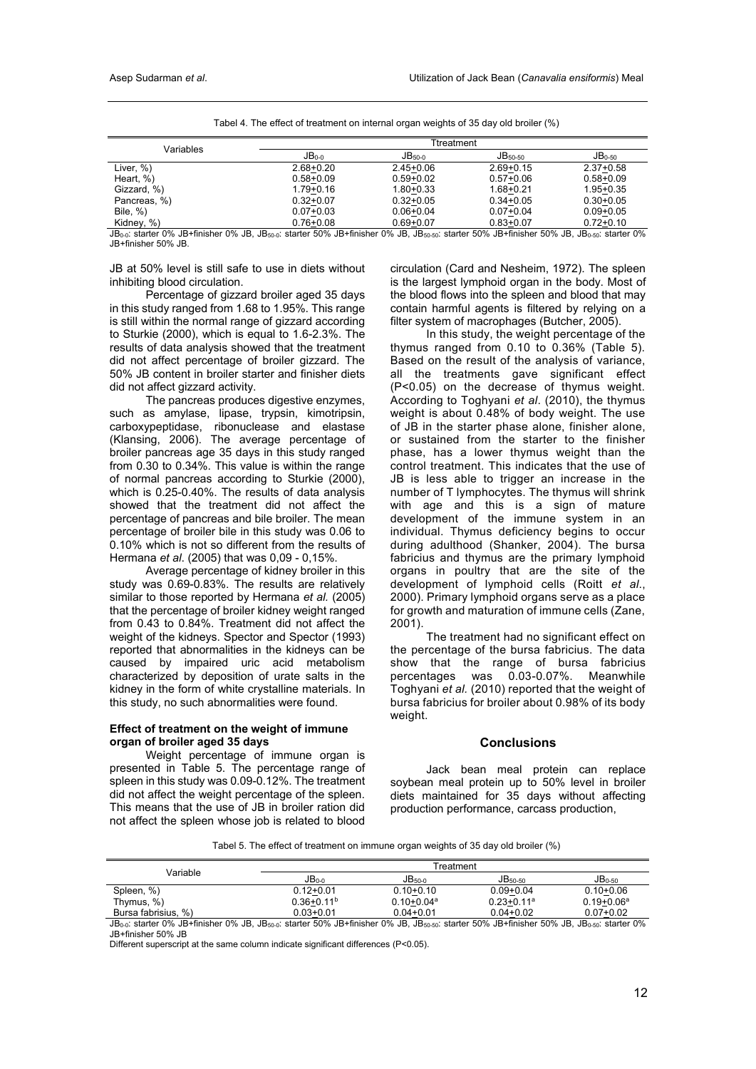Tabel 4. The effect of treatment on internal organ weights of 35 day old broiler (%)

| Variables | Ttreatment | | | |
|---|---|---|---|---|
| | $JB_{0-0}$ | $JB_{50-0}$ | $JB_{50-50}$ | $JB_{0-50}$ |
| Liver, %) | 2.68+0.20 | 2.45+0.06 | 2.69+0.15 | 2.37+0.58 |
| Heart, %) | 0.58+0.09 | 0.59+0.02 | 0.57+0.06 | 0.58+0.09 |
| Gizzard, %) | 1.79+0.16 | 1.80+0.33 | 1.68+0.21 | 1.95+0.35 |
| Pancreas, %) | 0.32+0.07 | 0.32+0.05 | 0.34+0.05 | 0.30+0.05 |
| Bile, %) | 0.07+0.03 | 0.06+0.04 | 0.07+0.04 | 0.09+0.05 |
| Kidney, %) | 0.76+0.08 | 0.69+0.07 | 0.83+0.07 | 0.72+0.10 |

$JB_{0-0}$: starter 0% JB+finisher 0% JB, $JB_{50-0}$: starter 50% JB+finisher 0% JB, $JB_{50-50}$: starter 50% JB+finisher 50% JB, $JB_{0-50}$: starter 0% JB+finisher 50% JB.

JB at 50% level is still safe to use in diets without inhibiting blood circulation.

Percentage of gizzard broiler aged 35 days in this study ranged from 1.68 to 1.95%. This range is still within the normal range of gizzard according to Sturkie (2000), which is equal to 1.6-2.3%. The results of data analysis showed that the treatment did not affect percentage of broiler gizzard. The 50% JB content in broiler starter and finisher diets did not affect gizzard activity.

The pancreas produces digestive enzymes, such as amylase, lipase, trypsin, kimotripsin, carboxypeptidase, ribonuclease and elastase (Klansing, 2006). The average percentage of broiler pancreas age 35 days in this study ranged from 0.30 to 0.34%. This value is within the range of normal pancreas according to Sturkie (2000), which is 0.25-0.40%. The results of data analysis showed that the treatment did not affect the percentage of pancreas and bile broiler. The mean percentage of broiler bile in this study was 0.06 to 0.10% which is not so different from the results of Hermana *et al*. (2005) that was 0,09 - 0,15%.

Average percentage of kidney broiler in this study was 0.69-0.83%. The results are relatively similar to those reported by Hermana *et al.* (2005) that the percentage of broiler kidney weight ranged from 0.43 to 0.84%. Treatment did not affect the weight of the kidneys. Spector and Spector (1993) reported that abnormalities in the kidneys can be caused by impaired uric acid metabolism characterized by deposition of urate salts in the kidney in the form of white crystalline materials. In this study, no such abnormalities were found.

**Effect of treatment on the weight of immune organ of broiler aged 35 days**

Weight percentage of immune organ is presented in Table 5. The percentage range of spleen in this study was 0.09-0.12%. The treatment did not affect the weight percentage of the spleen. This means that the use of JB in broiler ration did not affect the spleen whose job is related to blood circulation (Card and Nesheim, 1972). The spleen is the largest lymphoid organ in the body. Most of the blood flows into the spleen and blood that may contain harmful agents is filtered by relying on a filter system of macrophages (Butcher, 2005).

In this study, the weight percentage of the thymus ranged from 0.10 to 0.36% (Table 5). Based on the result of the analysis of variance, all the treatments gave significant effect ($P<0.05$) on the decrease of thymus weight. According to Toghyani *et al*. (2010), the thymus weight is about 0.48% of body weight. The use of JB in the starter phase alone, finisher alone, or sustained from the starter to the finisher phase, has a lower thymus weight than the control treatment. This indicates that the use of JB is less able to trigger an increase in the number of T lymphocytes. The thymus will shrink with age and this is a sign of mature development of the immune system in an individual. Thymus deficiency begins to occur during adulthood (Shanker, 2004). The bursa fabricius and thymus are the primary lymphoid organs in poultry that are the site of the development of lymphoid cells (Roitt *et al*., 2000). Primary lymphoid organs serve as a place for growth and maturation of immune cells (Zane, 2001).

The treatment had no significant effect on the percentage of the bursa fabricius. The data show that the range of bursa fabricius percentages was 0.03-0.07%. Meanwhile Toghyani *et al.* (2010) reported that the weight of bursa fabricius for broiler about 0.98% of its body weight.

## Conclusions

Jack bean meal protein can replace soybean meal protein up to 50% level in broiler diets maintained for 35 days without affecting production performance, carcass production,

Tabel 5. The effect of treatment on immune organ weights of 35 day old broiler (%)

| Variable | Treatment | | | |
|---|---|---|---|---|
| | $JB_{0-0}$ | $JB_{50-0}$ | $JB_{50-50}$ | $JB_{0-50}$ |
| Spleen, %) | 0.12+0.01 | 0.10+0.10 | 0.09+0.04 | 0.10+0.06 |
| Thymus, %) | $0.36+0.11^{b}$ | $0.10+0.04^{a}$ | $0.23+0.11^{a}$ | $0.19+0.06^{a}$ |
| Bursa fabrisius, %) | 0.03+0.01 | 0.04+0.01 | 0.04+0.02 | 0.07+0.02 |

$JB_{0-0}$: starter 0% JB+finisher 0% JB, $JB_{50-0}$: starter 50% JB+finisher 0% JB, $JB_{50-50}$: starter 50% JB+finisher 50% JB, $JB_{0-50}$: starter 0% JB+finisher 50% JB

Different superscript at the same column indicate significant differences ($P<0.05$).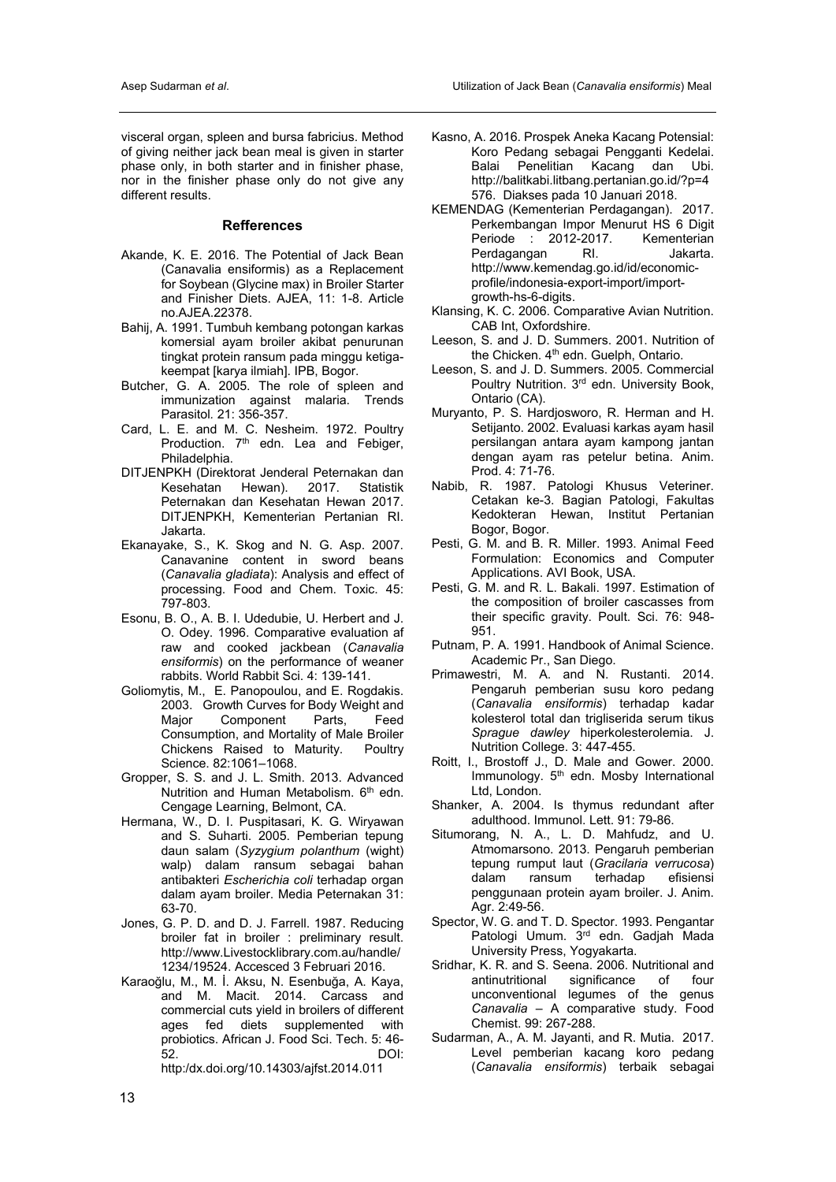visceral organ, spleen and bursa fabricius. Method of giving neither jack bean meal is given in starter phase only, in both starter and in finisher phase, nor in the finisher phase only do not give any different results.

## Refferences

Akande, K. E. 2016. The Potential of Jack Bean (Canavalia ensiformis) as a Replacement for Soybean (Glycine max) in Broiler Starter and Finisher Diets. AJEA, 11: 1-8. Article no.AJEA.22378.

Bahij, A. 1991. Tumbuh kembang potongan karkas komersial ayam broiler akibat penurunan tingkat protein ransum pada minggu ketiga-keempat [karya ilmiah]. IPB, Bogor.

Butcher, G. A. 2005. The role of spleen and immunization against malaria. Trends Parasitol. 21: 356-357.

Card, L. E. and M. C. Nesheim. 1972. Poultry Production. 7th edn. Lea and Febiger, Philadelphia.

DITJENPKH (Direktorat Jenderal Peternakan dan Kesehatan Hewan). 2017. Statistik Peternakan dan Kesehatan Hewan 2017. DITJENPKH, Kementerian Pertanian RI. Jakarta.

Ekanayake, S., K. Skog and N. G. Asp. 2007. Canavanine content in sword beans (*Canavalia gladiata*): Analysis and effect of processing. Food and Chem. Toxic. 45: 797-803.

Esonu, B. O., A. B. I. Udedubie, U. Herbert and J. O. Odey. 1996. Comparative evaluation af raw and cooked jackbean (*Canavalia ensiformis*) on the performance of weaner rabbits. World Rabbit Sci. 4: 139-141.

Goliomytis, M., E. Panopoulou, and E. Rogdakis. 2003. Growth Curves for Body Weight and Major Component Parts, Feed Consumption, and Mortality of Male Broiler Chickens Raised to Maturity. Poultry Science. 82:1061–1068.

Gropper, S. S. and J. L. Smith. 2013. Advanced Nutrition and Human Metabolism. 6th edn. Cengage Learning, Belmont, CA.

Hermana, W., D. I. Puspitasari, K. G. Wiryawan and S. Suharti. 2005. Pemberian tepung daun salam (*Syzygium polanthum* (wight) walp) dalam ransum sebagai bahan antibakteri *Escherichia coli* terhadap organ dalam ayam broiler. Media Peternakan 31: 63-70.

Jones, G. P. D. and D. J. Farrell. 1987. Reducing broiler fat in broiler : preliminary result. http://www.Livestocklibrary.com.au/handle/1234/19524. Accesced 3 Februari 2016.

Karaoğlu, M., M. İ. Aksu, N. Esenbuğa, A. Kaya, and M. Macit. 2014. Carcass and commercial cuts yield in broilers of different ages fed diets supplemented with probiotics. African J. Food Sci. Tech. 5: 46-52. DOI: http:/dx.doi.org/10.14303/ajfst.2014.011

Kasno, A. 2016. Prospek Aneka Kacang Potensial: Koro Pedang sebagai Pengganti Kedelai. Balai Penelitian Kacang dan Ubi. http://balitkabi.litbang.pertanian.go.id/?p=4576. Diakses pada 10 Januari 2018.

KEMENDAG (Kementerian Perdagangan). 2017. Perkembangan Impor Menurut HS 6 Digit Periode : 2012-2017. Kementerian Perdagangan RI. Jakarta. http://www.kemendag.go.id/id/economic-profile/indonesia-export-import/import-growth-hs-6-digits.

Klansing, K. C. 2006. Comparative Avian Nutrition. CAB Int, Oxfordshire.

Leeson, S. and J. D. Summers. 2001. Nutrition of the Chicken. 4th edn. Guelph, Ontario.

Leeson, S. and J. D. Summers. 2005. Commercial Poultry Nutrition. 3rd edn. University Book, Ontario (CA).

Muryanto, P. S. Hardjosworo, R. Herman and H. Setijanto. 2002. Evaluasi karkas ayam hasil persilangan antara ayam kampong jantan dengan ayam ras petelur betina. Anim. Prod. 4: 71-76.

Nabib, R. 1987. Patologi Khusus Veteriner. Cetakan ke-3. Bagian Patologi, Fakultas Kedokteran Hewan, Institut Pertanian Bogor, Bogor.

Pesti, G. M. and B. R. Miller. 1993. Animal Feed Formulation: Economics and Computer Applications. AVI Book, USA.

Pesti, G. M. and R. L. Bakali. 1997. Estimation of the composition of broiler cascasses from their specific gravity. Poult. Sci. 76: 948-951.

Putnam, P. A. 1991. Handbook of Animal Science. Academic Pr., San Diego.

Primawestri, M. A. and N. Rustanti. 2014. Pengaruh pemberian susu koro pedang (*Canavalia ensiformis*) terhadap kadar kolesterol total dan trigliserida serum tikus *Sprague dawley* hiperkolesterolemia. J. Nutrition College. 3: 447-455.

Roitt, I., Brostoff J., D. Male and Gower. 2000. Immunology. 5th edn. Mosby International Ltd, London.

Shanker, A. 2004. Is thymus redundant after adulthood. Immunol. Lett. 91: 79-86.

Situmorang, N. A., L. D. Mahfudz, and U. Atmomarsono. 2013. Pengaruh pemberian tepung rumput laut (*Gracilaria verrucosa*) dalam ransum terhadap efisiensi penggunaan protein ayam broiler. J. Anim. Agr. 2:49-56.

Spector, W. G. and T. D. Spector. 1993. Pengantar Patologi Umum. 3rd edn. Gadjah Mada University Press, Yogyakarta.

Sridhar, K. R. and S. Seena. 2006. Nutritional and antinutritional significance of four unconventional legumes of the genus *Canavalia* – A comparative study. Food Chemist. 99: 267-288.

Sudarman, A., A. M. Jayanti, and R. Mutia. 2017. Level pemberian kacang koro pedang (*Canavalia ensiformis*) terbaik sebagai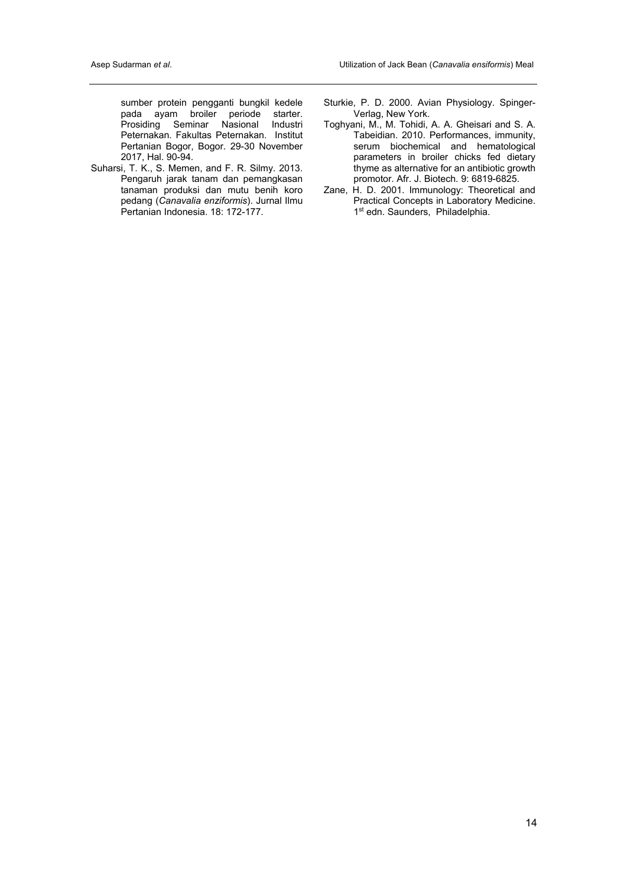sumber protein pengganti bungkil kedele pada ayam broiler periode starter. Prosiding Seminar Nasional Industri Peternakan. Fakultas Peternakan. Institut Pertanian Bogor, Bogor. 29-30 November 2017, Hal. 90-94.

Suharsi, T. K., S. Memen, and F. R. Silmy. 2013. Pengaruh jarak tanam dan pemangkasan tanaman produksi dan mutu benih koro pedang (*Canavalia enziformis*). Jurnal Ilmu Pertanian Indonesia. 18: 172-177.

Sturkie, P. D. 2000. Avian Physiology. Spinger-Verlag, New York.

Toghyani, M., M. Tohidi, A. A. Gheisari and S. A. Tabeidian. 2010. Performances, immunity, serum biochemical and hematological parameters in broiler chicks fed dietary thyme as alternative for an antibiotic growth promotor. Afr. J. Biotech. 9: 6819-6825.

Zane, H. D. 2001. Immunology: Theoretical and Practical Concepts in Laboratory Medicine. 1st edn. Saunders, Philadelphia.